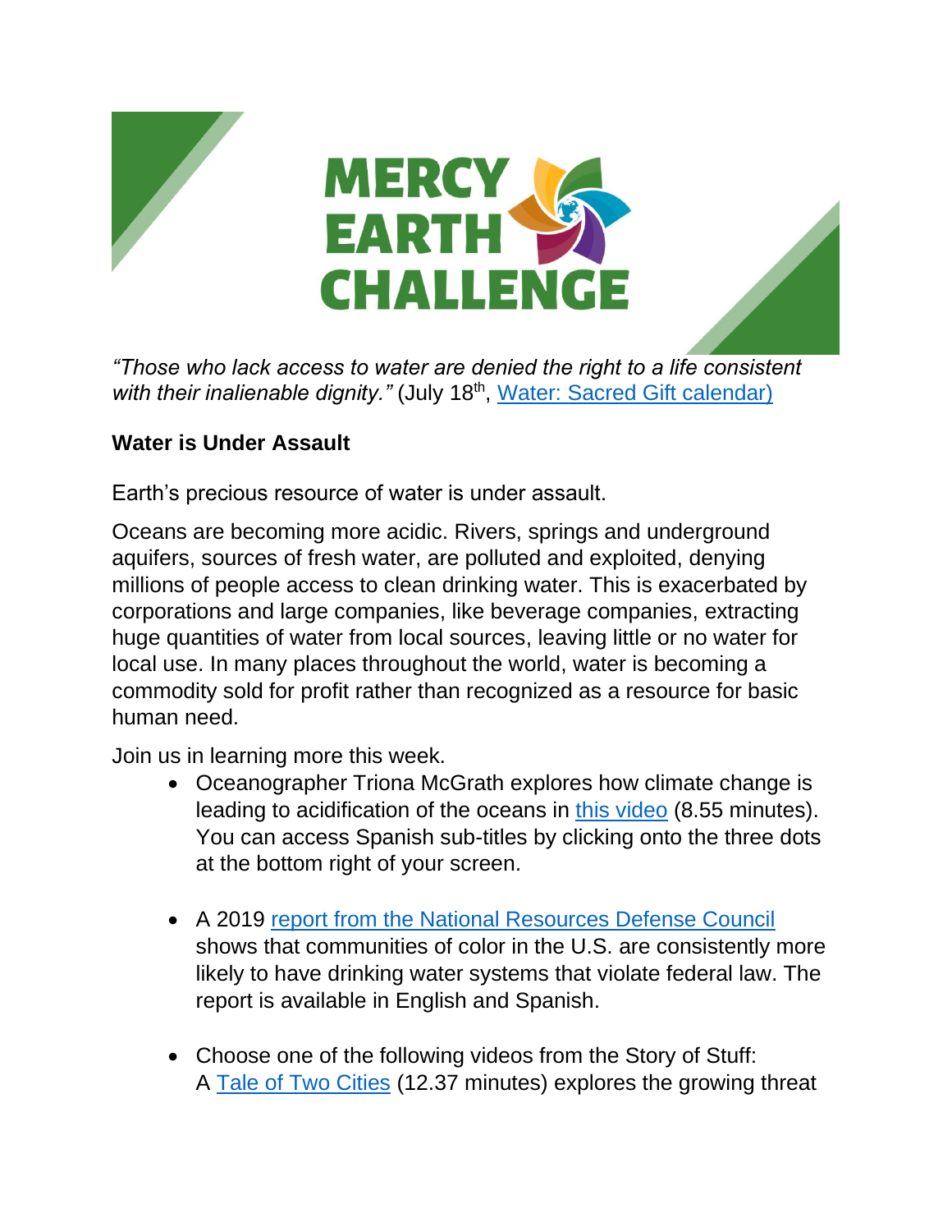# MERCY EARTH CHALLENGE

*"Those who lack access to water are denied the right to a life consistent with their inalienable dignity."* (July 18th, Water: Sacred Gift calendar)

## Water is Under Assault

Earth's precious resource of water is under assault.

Oceans are becoming more acidic. Rivers, springs and underground aquifers, sources of fresh water, are polluted and exploited, denying millions of people access to clean drinking water. This is exacerbated by corporations and large companies, like beverage companies, extracting huge quantities of water from local sources, leaving little or no water for local use. In many places throughout the world, water is becoming a commodity sold for profit rather than recognized as a resource for basic human need.

Join us in learning more this week.

- Oceanographer Triona McGrath explores how climate change is leading to acidification of the oceans in this video (8.55 minutes). You can access Spanish sub-titles by clicking onto the three dots at the bottom right of your screen.

- A 2019 report from the National Resources Defense Council shows that communities of color in the U.S. are consistently more likely to have drinking water systems that violate federal law. The report is available in English and Spanish.

- Choose one of the following videos from the Story of Stuff: A Tale of Two Cities (12.37 minutes) explores the growing threat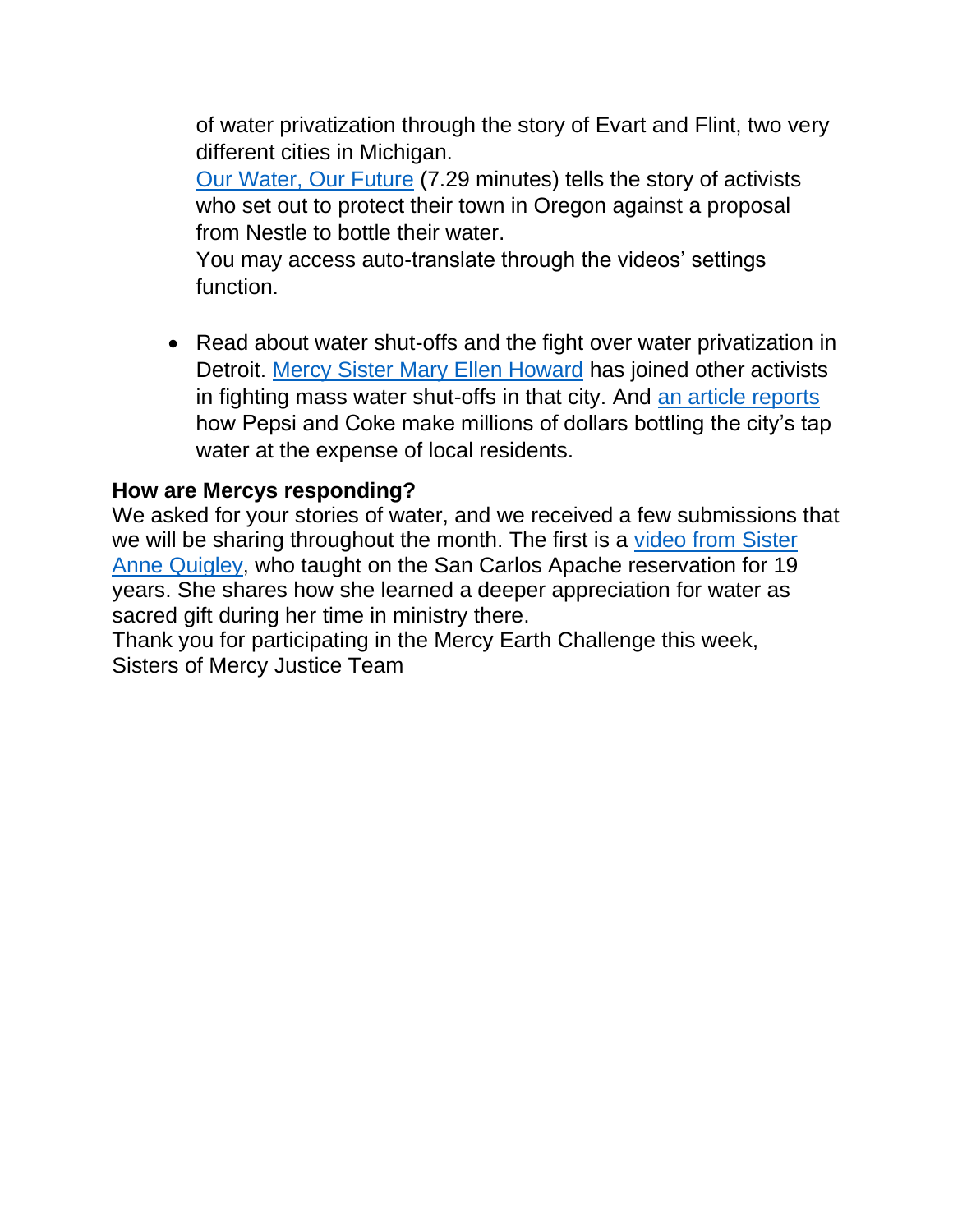of water privatization through the story of Evart and Flint, two very different cities in Michigan.
Our Water, Our Future (7.29 minutes) tells the story of activists who set out to protect their town in Oregon against a proposal from Nestle to bottle their water.
You may access auto-translate through the videos' settings function.

- Read about water shut-offs and the fight over water privatization in Detroit. Mercy Sister Mary Ellen Howard has joined other activists in fighting mass water shut-offs in that city. And an article reports how Pepsi and Coke make millions of dollars bottling the city's tap water at the expense of local residents.

**How are Mercys responding?**
We asked for your stories of water, and we received a few submissions that we will be sharing throughout the month. The first is a video from Sister Anne Quigley, who taught on the San Carlos Apache reservation for 19 years. She shares how she learned a deeper appreciation for water as sacred gift during her time in ministry there.
Thank you for participating in the Mercy Earth Challenge this week,
Sisters of Mercy Justice Team